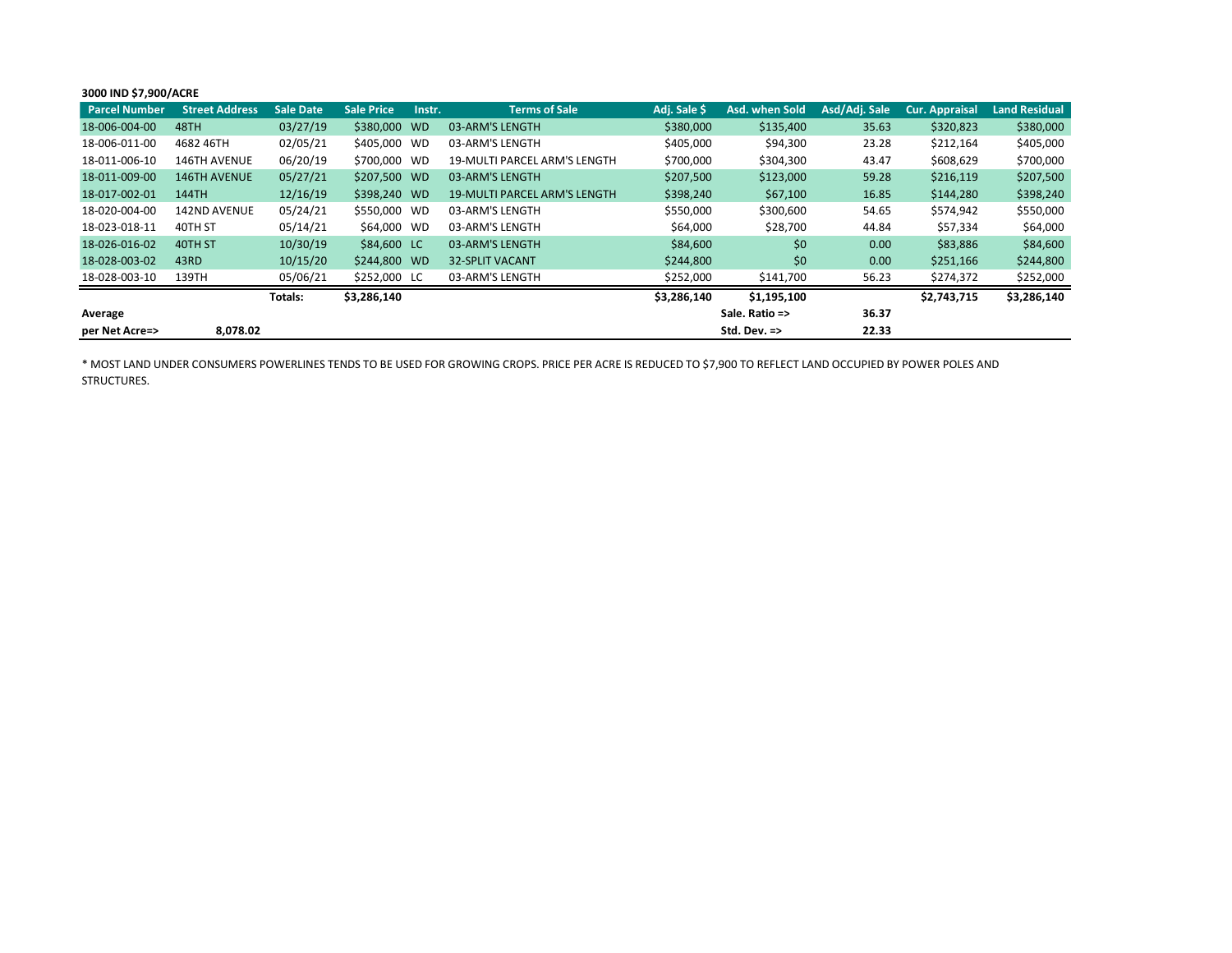**3000 IND $7,900/ACRE**

| Parcel Number | Street Address | Sale Date | Sale Price | Instr. | Terms of Sale | Adj. Sale $ | Asd. when Sold | Asd/Adj. Sale | Cur. Appraisal | Land Residual |
|---|---|---|---|---|---|---|---|---|---|---|
| 18-006-004-00 | 48TH | 03/27/19 | $380,000 | WD | 03-ARM'S LENGTH | $380,000 | $135,400 | 35.63 | $320,823 | $380,000 |
| 18-006-011-00 | 4682 46TH | 02/05/21 | $405,000 | WD | 03-ARM'S LENGTH | $405,000 | $94,300 | 23.28 | $212,164 | $405,000 |
| 18-011-006-10 | 146TH AVENUE | 06/20/19 | $700,000 | WD | 19-MULTI PARCEL ARM'S LENGTH | $700,000 | $304,300 | 43.47 | $608,629 | $700,000 |
| 18-011-009-00 | 146TH AVENUE | 05/27/21 | $207,500 | WD | 03-ARM'S LENGTH | $207,500 | $123,000 | 59.28 | $216,119 | $207,500 |
| 18-017-002-01 | 144TH | 12/16/19 | $398,240 | WD | 19-MULTI PARCEL ARM'S LENGTH | $398,240 | $67,100 | 16.85 | $144,280 | $398,240 |
| 18-020-004-00 | 142ND AVENUE | 05/24/21 | $550,000 | WD | 03-ARM'S LENGTH | $550,000 | $300,600 | 54.65 | $574,942 | $550,000 |
| 18-023-018-11 | 40TH ST | 05/14/21 | $64,000 | WD | 03-ARM'S LENGTH | $64,000 | $28,700 | 44.84 | $57,334 | $64,000 |
| 18-026-016-02 | 40TH ST | 10/30/19 | $84,600 | LC | 03-ARM'S LENGTH | $84,600 | $0 | 0.00 | $83,886 | $84,600 |
| 18-028-003-02 | 43RD | 10/15/20 | $244,800 | WD | 32-SPLIT VACANT | $244,800 | $0 | 0.00 | $251,166 | $244,800 |
| 18-028-003-10 | 139TH | 05/06/21 | $252,000 | LC | 03-ARM'S LENGTH | $252,000 | $141,700 | 56.23 | $274,372 | $252,000 |
| | | **Totals:** | **$3,286,140** | | | **$3,286,140** | **$1,195,100** | | **$2,743,715** | **$3,286,140** |
| **Average** | | | | | | | **Sale. Ratio =>** | **36.37** | | |
| **per Net Acre=>** | **8,078.02** | | | | | | **Std. Dev. =>** | **22.33** | | |

* MOST LAND UNDER CONSUMERS POWERLINES TENDS TO BE USED FOR GROWING CROPS. PRICE PER ACRE IS REDUCED TO $7,900 TO REFLECT LAND OCCUPIED BY POWER POLES AND STRUCTURES.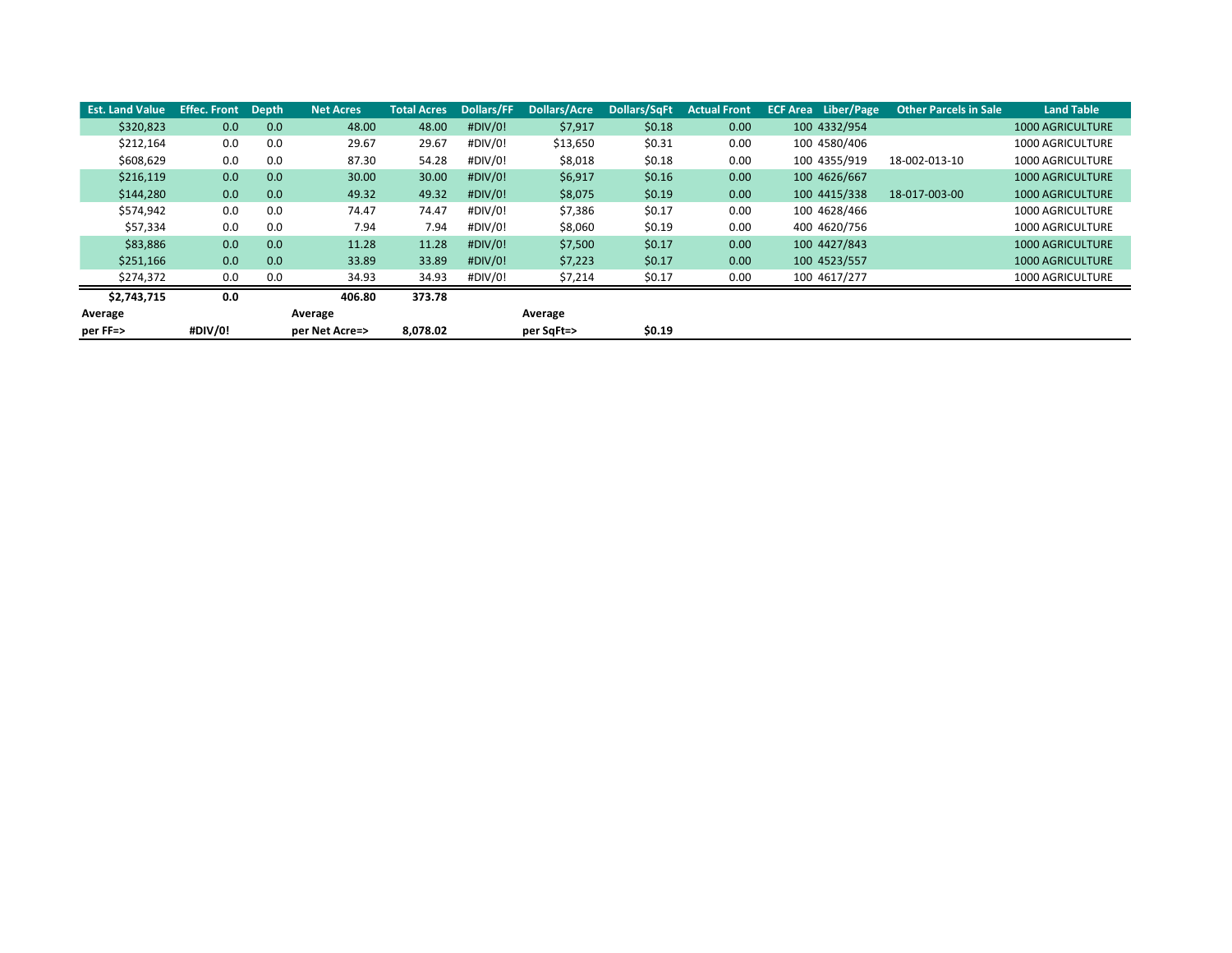| Est. Land Value | Effec. Front | Depth | Net Acres | Total Acres | Dollars/FF | Dollars/Acre | Dollars/SqFt | Actual Front | ECF Area | Liber/Page | Other Parcels in Sale | Land Table |
|---|---|---|---|---|---|---|---|---|---|---|---|---|
| $320,823 | 0.0 | 0.0 | 48.00 | 48.00 | #DIV/0! | $7,917 | $0.18 | 0.00 | 100 | 4332/954 | | 1000 AGRICULTURE |
| $212,164 | 0.0 | 0.0 | 29.67 | 29.67 | #DIV/0! | $13,650 | $0.31 | 0.00 | 100 | 4580/406 | | 1000 AGRICULTURE |
| $608,629 | 0.0 | 0.0 | 87.30 | 54.28 | #DIV/0! | $8,018 | $0.18 | 0.00 | 100 | 4355/919 | 18-002-013-10 | 1000 AGRICULTURE |
| $216,119 | 0.0 | 0.0 | 30.00 | 30.00 | #DIV/0! | $6,917 | $0.16 | 0.00 | 100 | 4626/667 | | 1000 AGRICULTURE |
| $144,280 | 0.0 | 0.0 | 49.32 | 49.32 | #DIV/0! | $8,075 | $0.19 | 0.00 | 100 | 4415/338 | 18-017-003-00 | 1000 AGRICULTURE |
| $574,942 | 0.0 | 0.0 | 74.47 | 74.47 | #DIV/0! | $7,386 | $0.17 | 0.00 | 100 | 4628/466 | | 1000 AGRICULTURE |
| $57,334 | 0.0 | 0.0 | 7.94 | 7.94 | #DIV/0! | $8,060 | $0.19 | 0.00 | 400 | 4620/756 | | 1000 AGRICULTURE |
| $83,886 | 0.0 | 0.0 | 11.28 | 11.28 | #DIV/0! | $7,500 | $0.17 | 0.00 | 100 | 4427/843 | | 1000 AGRICULTURE |
| $251,166 | 0.0 | 0.0 | 33.89 | 33.89 | #DIV/0! | $7,223 | $0.17 | 0.00 | 100 | 4523/557 | | 1000 AGRICULTURE |
| $274,372 | 0.0 | 0.0 | 34.93 | 34.93 | #DIV/0! | $7,214 | $0.17 | 0.00 | 100 | 4617/277 | | 1000 AGRICULTURE |
| **$2,743,715** | **0.0** | | **406.80** | **373.78** | | | | | | | | |
| **Average** | | | **Average** | | | **Average** | | | | | | |
| **per FF=>** | **#DIV/0!** | | **per Net Acre=>** | **8,078.02** | | **per SqFt=>** | **$0.19** | | | | | |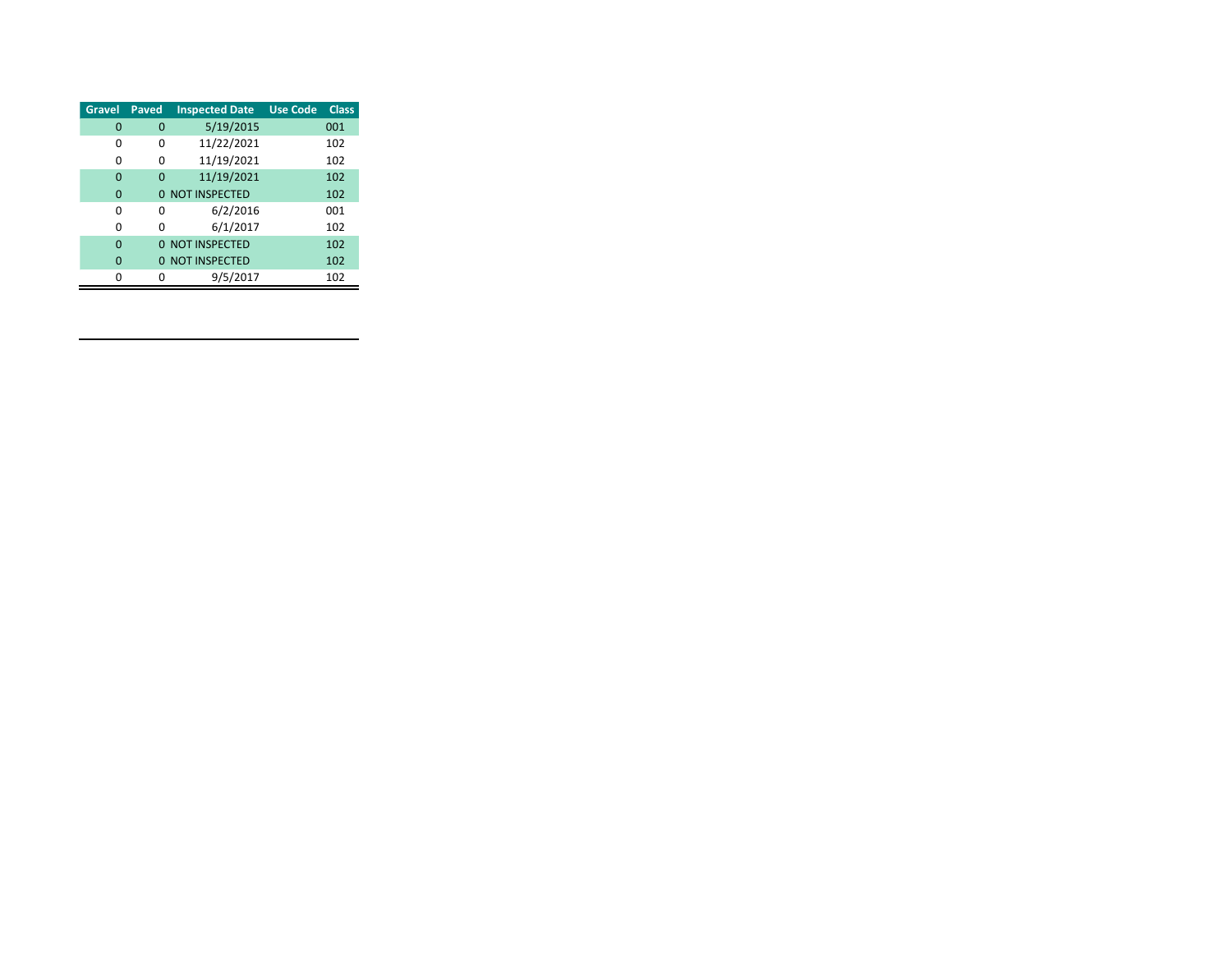| Gravel | Paved | Inspected Date | Use Code | Class |
|---|---|---|---|---|
| 0 | 0 | 5/19/2015 | | 001 |
| 0 | 0 | 11/22/2021 | | 102 |
| 0 | 0 | 11/19/2021 | | 102 |
| 0 | 0 | 11/19/2021 | | 102 |
| 0 | 0 | NOT INSPECTED | | 102 |
| 0 | 0 | 6/2/2016 | | 001 |
| 0 | 0 | 6/1/2017 | | 102 |
| 0 | 0 | NOT INSPECTED | | 102 |
| 0 | 0 | NOT INSPECTED | | 102 |
| 0 | 0 | 9/5/2017 | | 102 |